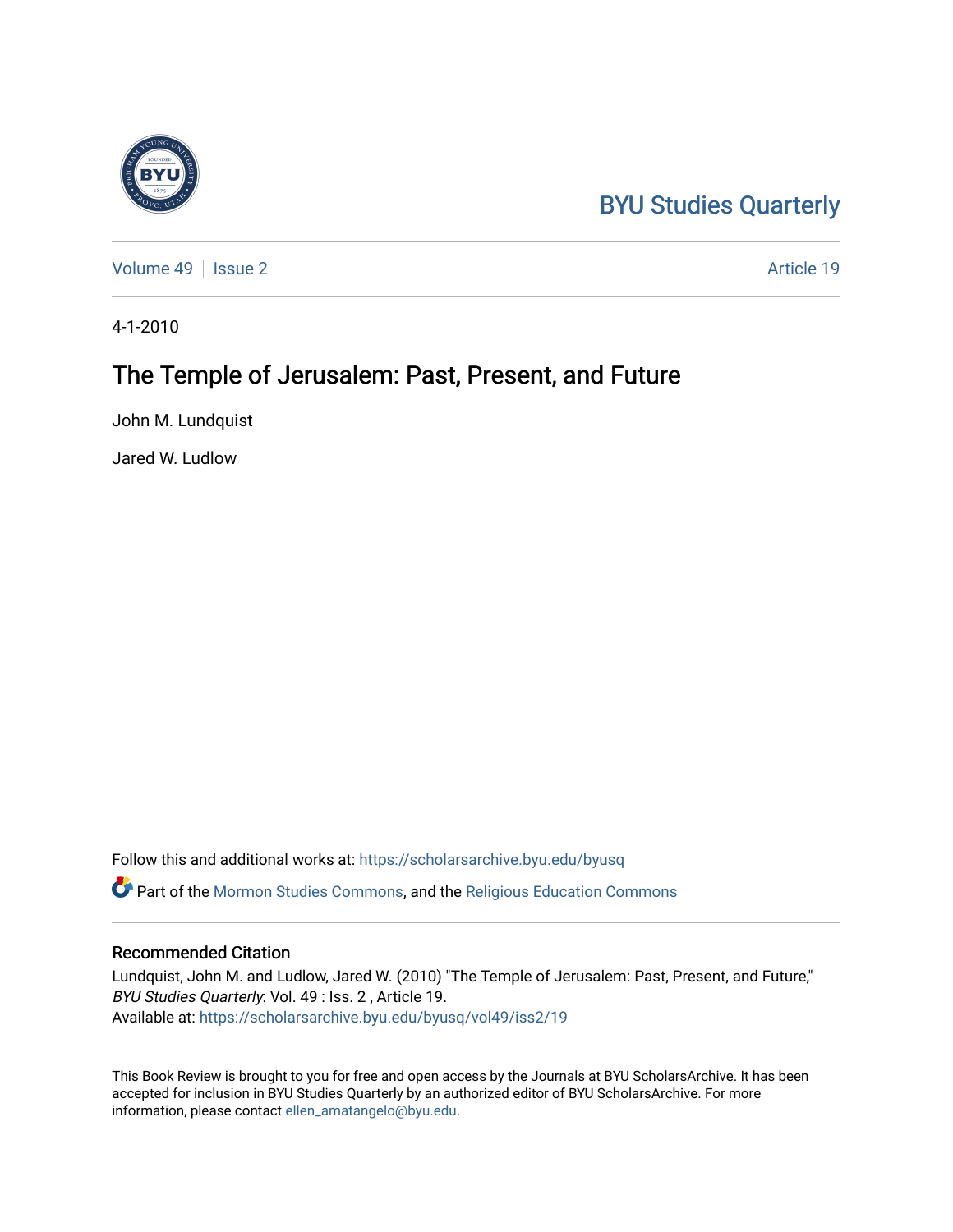BYU Studies Quarterly

Volume 49 | Issue 2 | Article 19

4-1-2010

# The Temple of Jerusalem: Past, Present, and Future

John M. Lundquist

Jared W. Ludlow

Follow this and additional works at: https://scholarsarchive.byu.edu/byusq

Part of the Mormon Studies Commons, and the Religious Education Commons

## Recommended Citation

Lundquist, John M. and Ludlow, Jared W. (2010) "The Temple of Jerusalem: Past, Present, and Future," *BYU Studies Quarterly*: Vol. 49 : Iss. 2 , Article 19.
Available at: https://scholarsarchive.byu.edu/byusq/vol49/iss2/19

This Book Review is brought to you for free and open access by the Journals at BYU ScholarsArchive. It has been accepted for inclusion in BYU Studies Quarterly by an authorized editor of BYU ScholarsArchive. For more information, please contact ellen_amatangelo@byu.edu.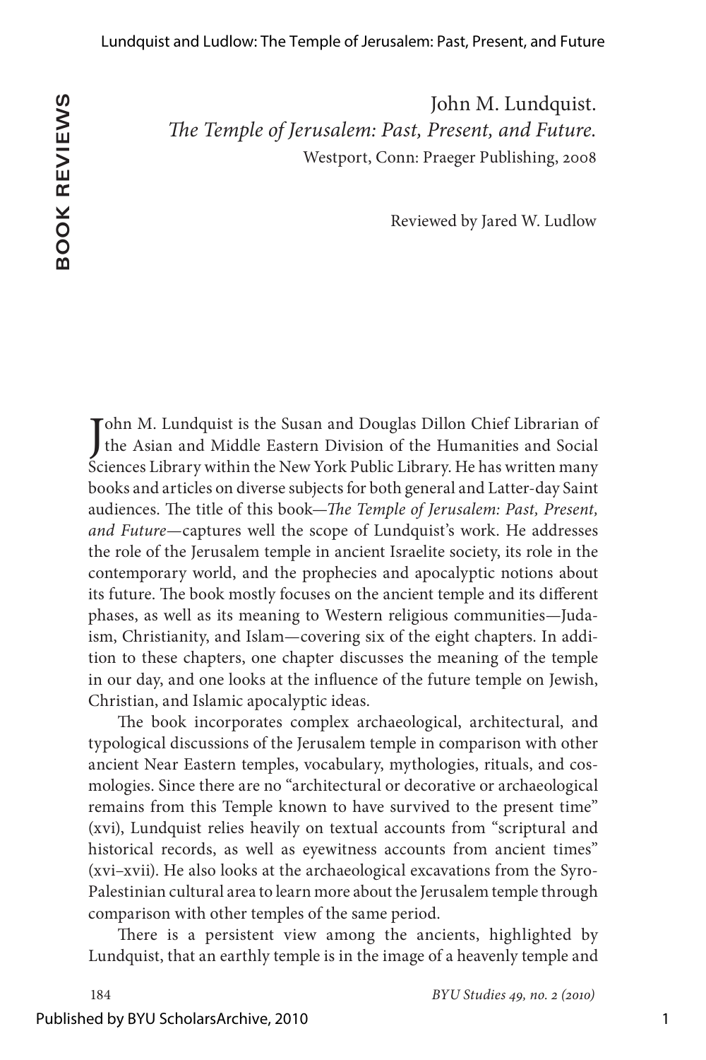BOOK REVIEWS

John M. Lundquist.
*The Temple of Jerusalem: Past, Present, and Future.*
Westport, Conn: Praeger Publishing, 2008

Reviewed by Jared W. Ludlow

John M. Lundquist is the Susan and Douglas Dillon Chief Librarian of the Asian and Middle Eastern Division of the Humanities and Social Sciences Library within the New York Public Library. He has written many books and articles on diverse subjects for both general and Latter-day Saint audiences. The title of this book—*The Temple of Jerusalem: Past, Present, and Future*—captures well the scope of Lundquist's work. He addresses the role of the Jerusalem temple in ancient Israelite society, its role in the contemporary world, and the prophecies and apocalyptic notions about its future. The book mostly focuses on the ancient temple and its different phases, as well as its meaning to Western religious communities—Judaism, Christianity, and Islam—covering six of the eight chapters. In addition to these chapters, one chapter discusses the meaning of the temple in our day, and one looks at the influence of the future temple on Jewish, Christian, and Islamic apocalyptic ideas.

The book incorporates complex archaeological, architectural, and typological discussions of the Jerusalem temple in comparison with other ancient Near Eastern temples, vocabulary, mythologies, rituals, and cosmologies. Since there are no "architectural or decorative or archaeological remains from this Temple known to have survived to the present time" (xvi), Lundquist relies heavily on textual accounts from "scriptural and historical records, as well as eyewitness accounts from ancient times" (xvi–xvii). He also looks at the archaeological excavations from the Syro-Palestinian cultural area to learn more about the Jerusalem temple through comparison with other temples of the same period.

There is a persistent view among the ancients, highlighted by Lundquist, that an earthly temple is in the image of a heavenly temple and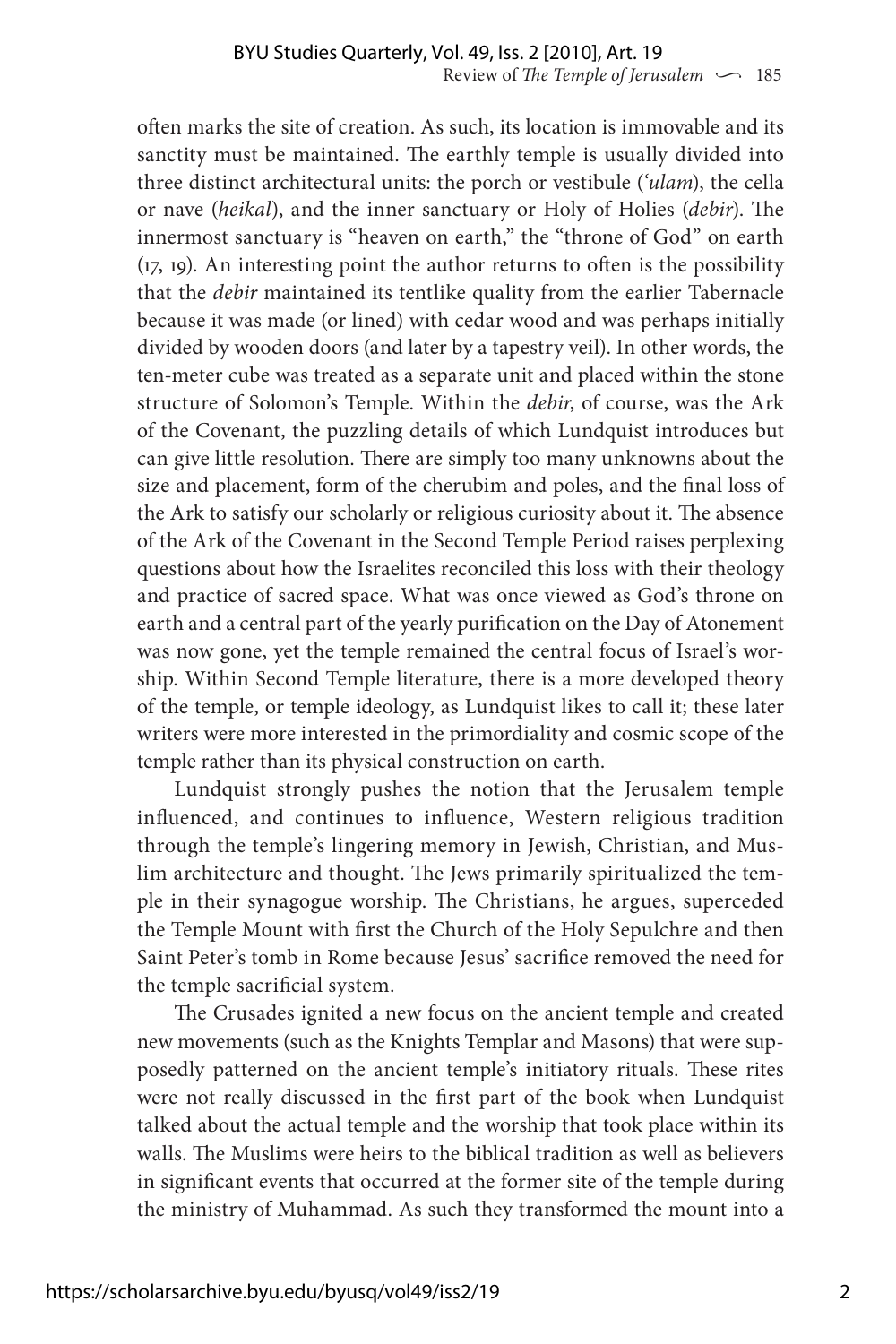often marks the site of creation. As such, its location is immovable and its sanctity must be maintained. The earthly temple is usually divided into three distinct architectural units: the porch or vestibule (*'ulam*), the cella or nave (*heikal*), and the inner sanctuary or Holy of Holies (*debir*). The innermost sanctuary is "heaven on earth," the "throne of God" on earth (17, 19). An interesting point the author returns to often is the possibility that the *debir* maintained its tentlike quality from the earlier Tabernacle because it was made (or lined) with cedar wood and was perhaps initially divided by wooden doors (and later by a tapestry veil). In other words, the ten-meter cube was treated as a separate unit and placed within the stone structure of Solomon's Temple. Within the *debir*, of course, was the Ark of the Covenant, the puzzling details of which Lundquist introduces but can give little resolution. There are simply too many unknowns about the size and placement, form of the cherubim and poles, and the final loss of the Ark to satisfy our scholarly or religious curiosity about it. The absence of the Ark of the Covenant in the Second Temple Period raises perplexing questions about how the Israelites reconciled this loss with their theology and practice of sacred space. What was once viewed as God's throne on earth and a central part of the yearly purification on the Day of Atonement was now gone, yet the temple remained the central focus of Israel's worship. Within Second Temple literature, there is a more developed theory of the temple, or temple ideology, as Lundquist likes to call it; these later writers were more interested in the primordiality and cosmic scope of the temple rather than its physical construction on earth.

Lundquist strongly pushes the notion that the Jerusalem temple influenced, and continues to influence, Western religious tradition through the temple's lingering memory in Jewish, Christian, and Muslim architecture and thought. The Jews primarily spiritualized the temple in their synagogue worship. The Christians, he argues, superceded the Temple Mount with first the Church of the Holy Sepulchre and then Saint Peter's tomb in Rome because Jesus' sacrifice removed the need for the temple sacrificial system.

The Crusades ignited a new focus on the ancient temple and created new movements (such as the Knights Templar and Masons) that were supposedly patterned on the ancient temple's initiatory rituals. These rites were not really discussed in the first part of the book when Lundquist talked about the actual temple and the worship that took place within its walls. The Muslims were heirs to the biblical tradition as well as believers in significant events that occurred at the former site of the temple during the ministry of Muhammad. As such they transformed the mount into a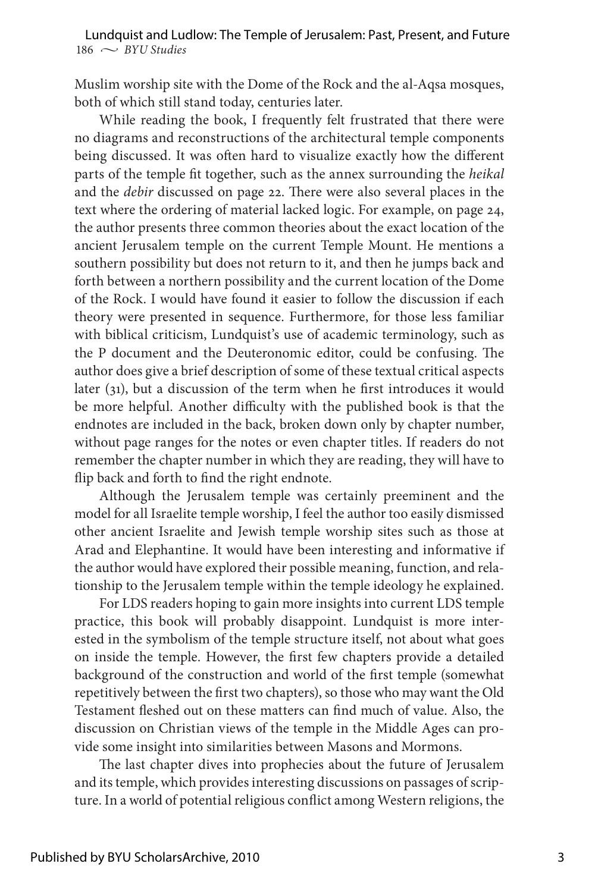Muslim worship site with the Dome of the Rock and the al-Aqsa mosques, both of which still stand today, centuries later.

While reading the book, I frequently felt frustrated that there were no diagrams and reconstructions of the architectural temple components being discussed. It was often hard to visualize exactly how the different parts of the temple fit together, such as the annex surrounding the *heikal* and the *debir* discussed on page 22. There were also several places in the text where the ordering of material lacked logic. For example, on page 24, the author presents three common theories about the exact location of the ancient Jerusalem temple on the current Temple Mount. He mentions a southern possibility but does not return to it, and then he jumps back and forth between a northern possibility and the current location of the Dome of the Rock. I would have found it easier to follow the discussion if each theory were presented in sequence. Furthermore, for those less familiar with biblical criticism, Lundquist's use of academic terminology, such as the P document and the Deuteronomic editor, could be confusing. The author does give a brief description of some of these textual critical aspects later (31), but a discussion of the term when he first introduces it would be more helpful. Another difficulty with the published book is that the endnotes are included in the back, broken down only by chapter number, without page ranges for the notes or even chapter titles. If readers do not remember the chapter number in which they are reading, they will have to flip back and forth to find the right endnote.

Although the Jerusalem temple was certainly preeminent and the model for all Israelite temple worship, I feel the author too easily dismissed other ancient Israelite and Jewish temple worship sites such as those at Arad and Elephantine. It would have been interesting and informative if the author would have explored their possible meaning, function, and relationship to the Jerusalem temple within the temple ideology he explained.

For LDS readers hoping to gain more insights into current LDS temple practice, this book will probably disappoint. Lundquist is more interested in the symbolism of the temple structure itself, not about what goes on inside the temple. However, the first few chapters provide a detailed background of the construction and world of the first temple (somewhat repetitively between the first two chapters), so those who may want the Old Testament fleshed out on these matters can find much of value. Also, the discussion on Christian views of the temple in the Middle Ages can provide some insight into similarities between Masons and Mormons.

The last chapter dives into prophecies about the future of Jerusalem and its temple, which provides interesting discussions on passages of scripture. In a world of potential religious conflict among Western religions, the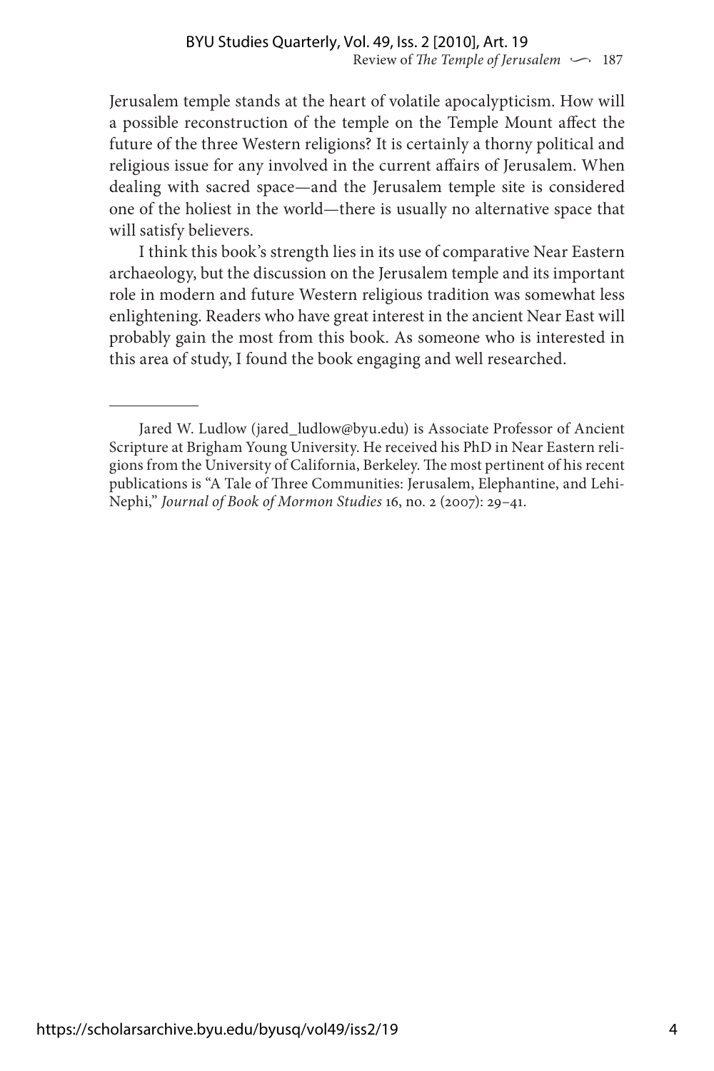Jerusalem temple stands at the heart of volatile apocalypticism. How will a possible reconstruction of the temple on the Temple Mount affect the future of the three Western religions? It is certainly a thorny political and religious issue for any involved in the current affairs of Jerusalem. When dealing with sacred space—and the Jerusalem temple site is considered one of the holiest in the world—there is usually no alternative space that will satisfy believers.

I think this book's strength lies in its use of comparative Near Eastern archaeology, but the discussion on the Jerusalem temple and its important role in modern and future Western religious tradition was somewhat less enlightening. Readers who have great interest in the ancient Near East will probably gain the most from this book. As someone who is interested in this area of study, I found the book engaging and well researched.

---

Jared W. Ludlow (jared_ludlow@byu.edu) is Associate Professor of Ancient Scripture at Brigham Young University. He received his PhD in Near Eastern religions from the University of California, Berkeley. The most pertinent of his recent publications is "A Tale of Three Communities: Jerusalem, Elephantine, and Lehi-Nephi," *Journal of Book of Mormon Studies* 16, no. 2 (2007): 29–41.